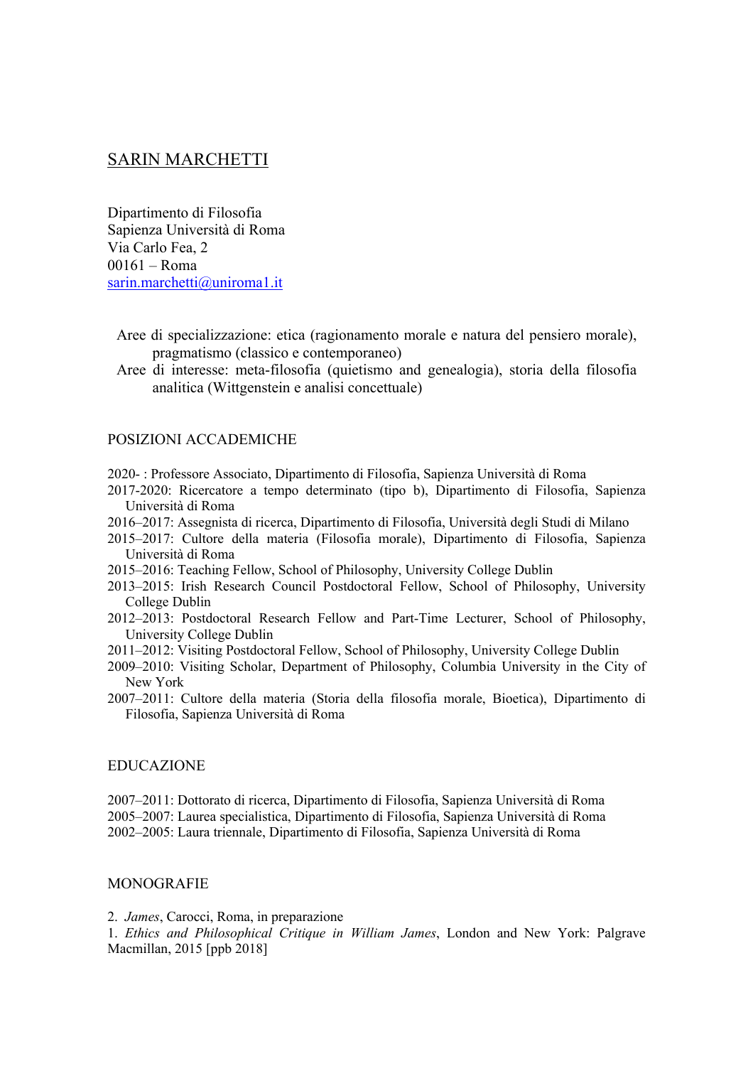# SARIN MARCHETTI

Dipartimento di Filosofia
Sapienza Università di Roma
Via Carlo Fea, 2
00161 – Roma
sarin.marchetti@uniroma1.it

Aree di specializzazione: etica (ragionamento morale e natura del pensiero morale), pragmatismo (classico e contemporaneo)
Aree di interesse: meta-filosofia (quietismo and genealogia), storia della filosofia analitica (Wittgenstein e analisi concettuale)

## POSIZIONI ACCADEMICHE

2020- : Professore Associato, Dipartimento di Filosofia, Sapienza Università di Roma
2017-2020: Ricercatore a tempo determinato (tipo b), Dipartimento di Filosofia, Sapienza Università di Roma
2016–2017: Assegnista di ricerca, Dipartimento di Filosofia, Università degli Studi di Milano
2015–2017: Cultore della materia (Filosofia morale), Dipartimento di Filosofia, Sapienza Università di Roma
2015–2016: Teaching Fellow, School of Philosophy, University College Dublin
2013–2015: Irish Research Council Postdoctoral Fellow, School of Philosophy, University College Dublin
2012–2013: Postdoctoral Research Fellow and Part-Time Lecturer, School of Philosophy, University College Dublin
2011–2012: Visiting Postdoctoral Fellow, School of Philosophy, University College Dublin
2009–2010: Visiting Scholar, Department of Philosophy, Columbia University in the City of New York
2007–2011: Cultore della materia (Storia della filosofia morale, Bioetica), Dipartimento di Filosofia, Sapienza Università di Roma

## EDUCAZIONE

2007–2011: Dottorato di ricerca, Dipartimento di Filosofia, Sapienza Università di Roma
2005–2007: Laurea specialistica, Dipartimento di Filosofia, Sapienza Università di Roma
2002–2005: Laura triennale, Dipartimento di Filosofia, Sapienza Università di Roma

## MONOGRAFIE

2. *James*, Carocci, Roma, in preparazione
1. *Ethics and Philosophical Critique in William James*, London and New York: Palgrave Macmillan, 2015 [ppb 2018]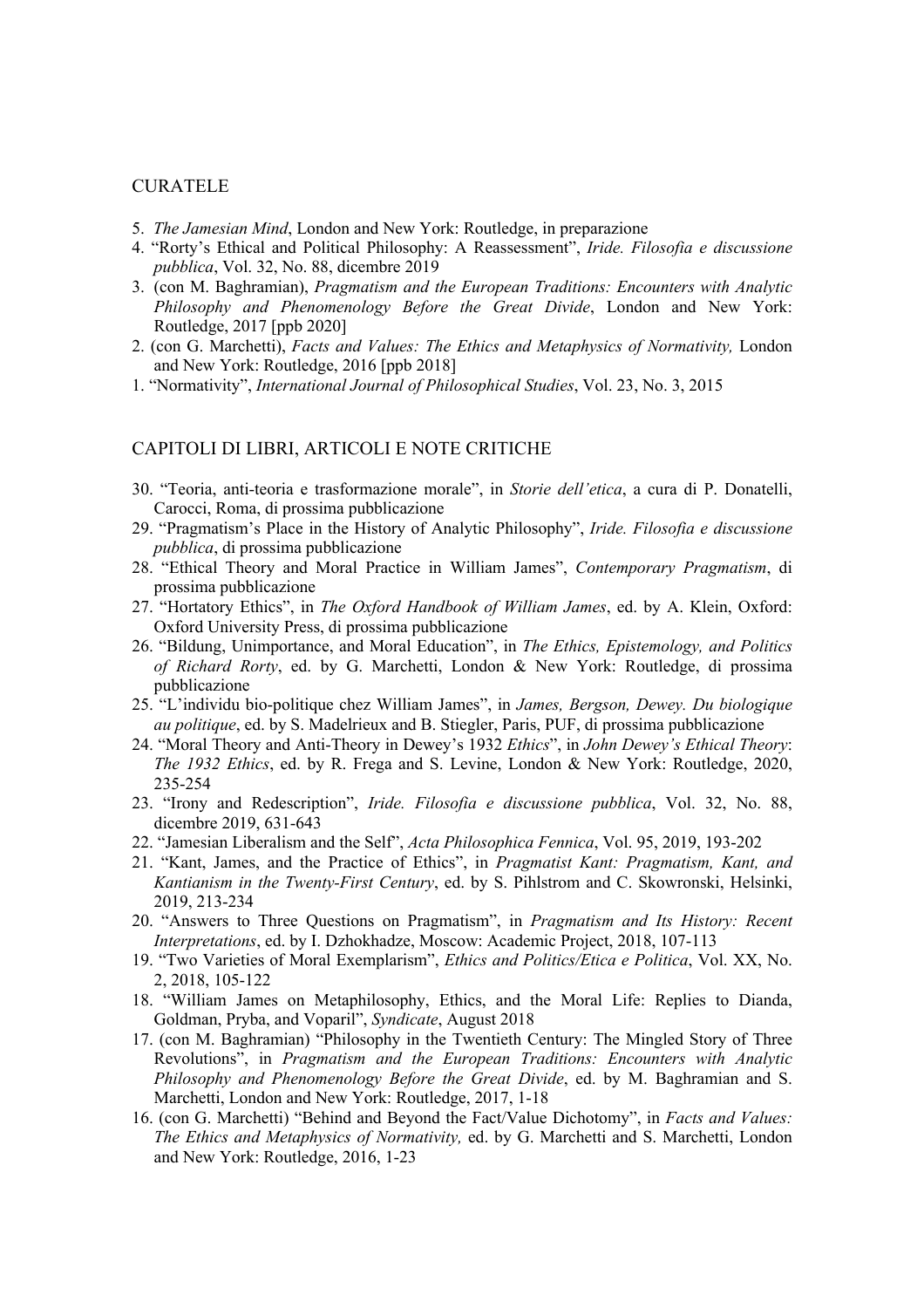## CURATELE

5. *The Jamesian Mind*, London and New York: Routledge, in preparazione
4. "Rorty's Ethical and Political Philosophy: A Reassessment", *Iride. Filosofia e discussione pubblica*, Vol. 32, No. 88, dicembre 2019
3. (con M. Baghramian), *Pragmatism and the European Traditions: Encounters with Analytic Philosophy and Phenomenology Before the Great Divide*, London and New York: Routledge, 2017 [ppb 2020]
2. (con G. Marchetti), *Facts and Values: The Ethics and Metaphysics of Normativity,* London and New York: Routledge, 2016 [ppb 2018]
1. "Normativity", *International Journal of Philosophical Studies*, Vol. 23, No. 3, 2015

## CAPITOLI DI LIBRI, ARTICOLI E NOTE CRITICHE

30. "Teoria, anti-teoria e trasformazione morale", in *Storie dell'etica*, a cura di P. Donatelli, Carocci, Roma, di prossima pubblicazione
29. "Pragmatism's Place in the History of Analytic Philosophy", *Iride. Filosofia e discussione pubblica*, di prossima pubblicazione
28. "Ethical Theory and Moral Practice in William James", *Contemporary Pragmatism*, di prossima pubblicazione
27. "Hortatory Ethics", in *The Oxford Handbook of William James*, ed. by A. Klein, Oxford: Oxford University Press, di prossima pubblicazione
26. "Bildung, Unimportance, and Moral Education", in *The Ethics, Epistemology, and Politics of Richard Rorty*, ed. by G. Marchetti, London & New York: Routledge, di prossima pubblicazione
25. "L'individu bio-politique chez William James", in *James, Bergson, Dewey. Du biologique au politique*, ed. by S. Madelrieux and B. Stiegler, Paris, PUF, di prossima pubblicazione
24. "Moral Theory and Anti-Theory in Dewey's 1932 *Ethics*", in *John Dewey's Ethical Theory*: *The 1932 Ethics*, ed. by R. Frega and S. Levine, London & New York: Routledge, 2020, 235-254
23. "Irony and Redescription", *Iride. Filosofia e discussione pubblica*, Vol. 32, No. 88, dicembre 2019, 631-643
22. "Jamesian Liberalism and the Self", *Acta Philosophica Fennica*, Vol. 95, 2019, 193-202
21. "Kant, James, and the Practice of Ethics", in *Pragmatist Kant: Pragmatism, Kant, and Kantianism in the Twenty-First Century*, ed. by S. Pihlstrom and C. Skowronski, Helsinki, 2019, 213-234
20. "Answers to Three Questions on Pragmatism", in *Pragmatism and Its History: Recent Interpretations*, ed. by I. Dzhokhadze, Moscow: Academic Project, 2018, 107-113
19. "Two Varieties of Moral Exemplarism", *Ethics and Politics/Etica e Politica*, Vol. XX, No. 2, 2018, 105-122
18. "William James on Metaphilosophy, Ethics, and the Moral Life: Replies to Dianda, Goldman, Pryba, and Voparil", *Syndicate*, August 2018
17. (con M. Baghramian) "Philosophy in the Twentieth Century: The Mingled Story of Three Revolutions", in *Pragmatism and the European Traditions: Encounters with Analytic Philosophy and Phenomenology Before the Great Divide*, ed. by M. Baghramian and S. Marchetti, London and New York: Routledge, 2017, 1-18
16. (con G. Marchetti) "Behind and Beyond the Fact/Value Dichotomy", in *Facts and Values: The Ethics and Metaphysics of Normativity,* ed. by G. Marchetti and S. Marchetti, London and New York: Routledge, 2016, 1-23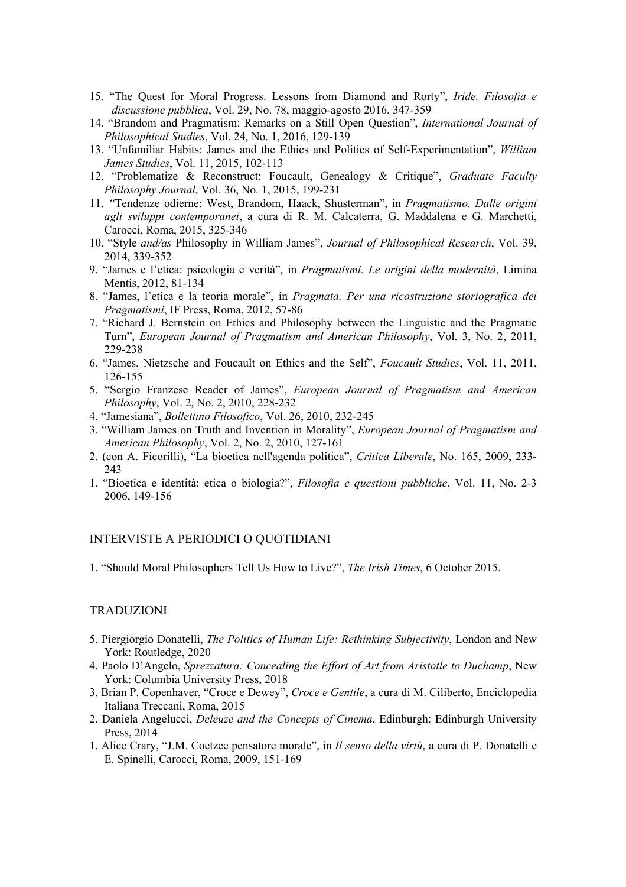15. "The Quest for Moral Progress. Lessons from Diamond and Rorty", *Iride. Filosofia e discussione pubblica*, Vol. 29, No. 78, maggio-agosto 2016, 347-359
14. "Brandom and Pragmatism: Remarks on a Still Open Question", *International Journal of Philosophical Studies*, Vol. 24, No. 1, 2016, 129-139
13. "Unfamiliar Habits: James and the Ethics and Politics of Self-Experimentation", *William James Studies*, Vol. 11, 2015, 102-113
12. "Problematize & Reconstruct: Foucault, Genealogy & Critique", *Graduate Faculty Philosophy Journal*, Vol. 36, No. 1, 2015, 199-231
11. "Tendenze odierne: West, Brandom, Haack, Shusterman", in *Pragmatismo. Dalle origini agli sviluppi contemporanei*, a cura di R. M. Calcaterra, G. Maddalena e G. Marchetti, Carocci, Roma, 2015, 325-346
10. "Style *and/as* Philosophy in William James", *Journal of Philosophical Research*, Vol. 39, 2014, 339-352
9. "James e l'etica: psicologia e verità", in *Pragmatismi. Le origini della modernità*, Limina Mentis, 2012, 81-134
8. "James, l'etica e la teoria morale", in *Pragmata. Per una ricostruzione storiografica dei Pragmatismi*, IF Press, Roma, 2012, 57-86
7. "Richard J. Bernstein on Ethics and Philosophy between the Linguistic and the Pragmatic Turn", *European Journal of Pragmatism and American Philosophy*, Vol. 3, No. 2, 2011, 229-238
6. "James, Nietzsche and Foucault on Ethics and the Self", *Foucault Studies*, Vol. 11, 2011, 126-155
5. "Sergio Franzese Reader of James", *European Journal of Pragmatism and American Philosophy*, Vol. 2, No. 2, 2010, 228-232
4. "Jamesiana", *Bollettino Filosofico*, Vol. 26, 2010, 232-245
3. "William James on Truth and Invention in Morality", *European Journal of Pragmatism and American Philosophy*, Vol. 2, No. 2, 2010, 127-161
2. (con A. Ficorilli), "La bioetica nell'agenda politica", *Critica Liberale*, No. 165, 2009, 233-243
1. "Bioetica e identità: etica o biologia?", *Filosofia e questioni pubbliche*, Vol. 11, No. 2-3 2006, 149-156

## INTERVISTE A PERIODICI O QUOTIDIANI

1. "Should Moral Philosophers Tell Us How to Live?", *The Irish Times*, 6 October 2015.

## TRADUZIONI

5. Piergiorgio Donatelli, *The Politics of Human Life: Rethinking Subjectivity*, London and New York: Routledge, 2020
4. Paolo D'Angelo, *Sprezzatura: Concealing the Effort of Art from Aristotle to Duchamp*, New York: Columbia University Press, 2018
3. Brian P. Copenhaver, "Croce e Dewey", *Croce e Gentile*, a cura di M. Ciliberto, Enciclopedia Italiana Treccani, Roma, 2015
2. Daniela Angelucci, *Deleuze and the Concepts of Cinema*, Edinburgh: Edinburgh University Press, 2014
1. Alice Crary, "J.M. Coetzee pensatore morale", in *Il senso della virtù*, a cura di P. Donatelli e E. Spinelli, Carocci, Roma, 2009, 151-169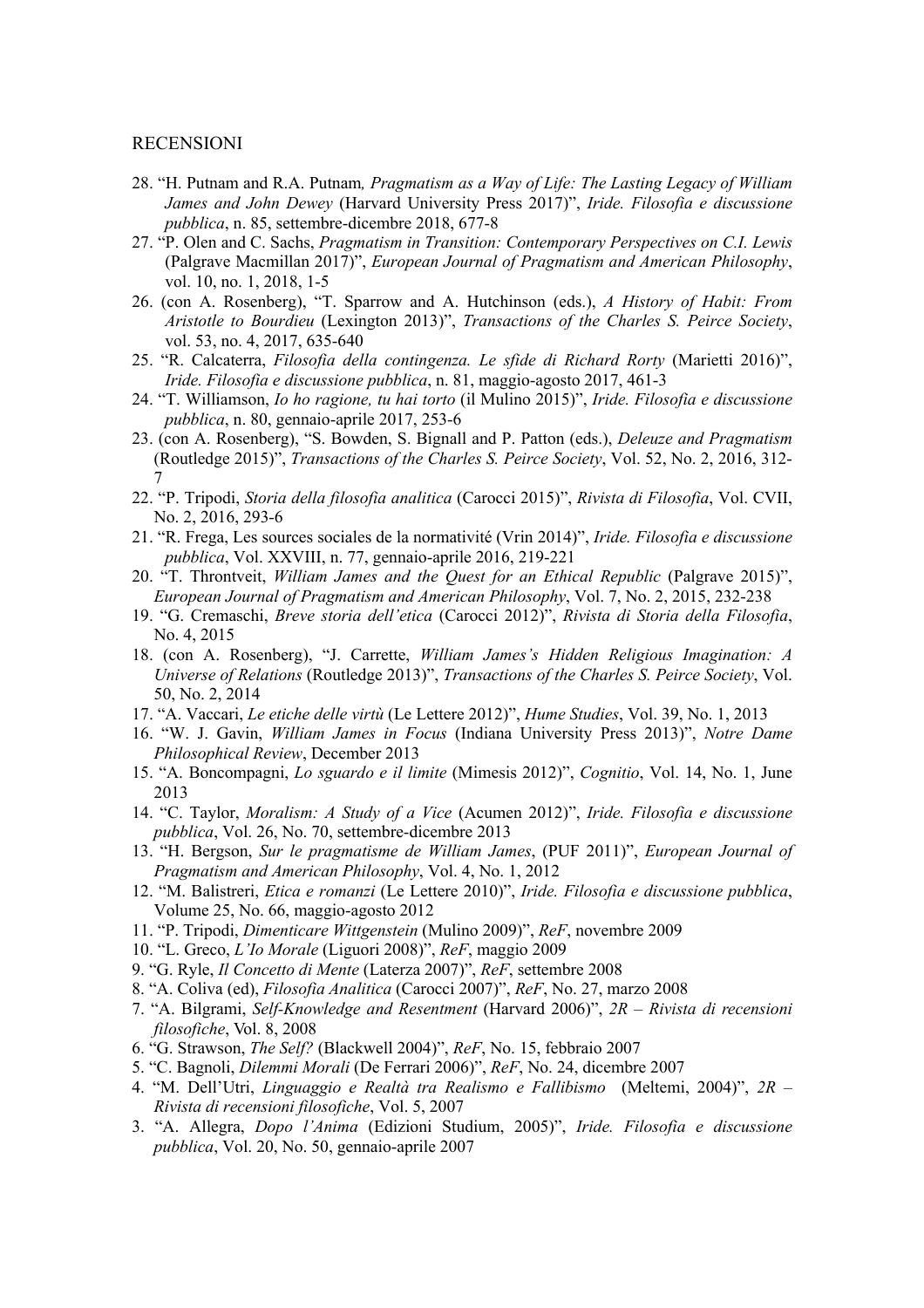RECENSIONI

28. "H. Putnam and R.A. Putnam, *Pragmatism as a Way of Life: The Lasting Legacy of William James and John Dewey* (Harvard University Press 2017)", *Iride. Filosofia e discussione pubblica*, n. 85, settembre-dicembre 2018, 677-8
27. "P. Olen and C. Sachs, *Pragmatism in Transition: Contemporary Perspectives on C.I. Lewis* (Palgrave Macmillan 2017)", *European Journal of Pragmatism and American Philosophy*, vol. 10, no. 1, 2018, 1-5
26. (con A. Rosenberg), "T. Sparrow and A. Hutchinson (eds.), *A History of Habit: From Aristotle to Bourdieu* (Lexington 2013)", *Transactions of the Charles S. Peirce Society*, vol. 53, no. 4, 2017, 635-640
25. "R. Calcaterra, *Filosofia della contingenza. Le sfide di Richard Rorty* (Marietti 2016)", *Iride. Filosofia e discussione pubblica*, n. 81, maggio-agosto 2017, 461-3
24. "T. Williamson, *Io ho ragione, tu hai torto* (il Mulino 2015)", *Iride. Filosofia e discussione pubblica*, n. 80, gennaio-aprile 2017, 253-6
23. (con A. Rosenberg), "S. Bowden, S. Bignall and P. Patton (eds.), *Deleuze and Pragmatism* (Routledge 2015)", *Transactions of the Charles S. Peirce Society*, Vol. 52, No. 2, 2016, 312-7
22. "P. Tripodi, *Storia della filosofia analitica* (Carocci 2015)", *Rivista di Filosofia*, Vol. CVII, No. 2, 2016, 293-6
21. "R. Frega, Les sources sociales de la normativité (Vrin 2014)", *Iride. Filosofia e discussione pubblica*, Vol. XXVIII, n. 77, gennaio-aprile 2016, 219-221
20. "T. Throntveit, *William James and the Quest for an Ethical Republic* (Palgrave 2015)", *European Journal of Pragmatism and American Philosophy*, Vol. 7, No. 2, 2015, 232-238
19. "G. Cremaschi, *Breve storia dell'etica* (Carocci 2012)", *Rivista di Storia della Filosofia*, No. 4, 2015
18. (con A. Rosenberg), "J. Carrette, *William James's Hidden Religious Imagination: A Universe of Relations* (Routledge 2013)", *Transactions of the Charles S. Peirce Society*, Vol. 50, No. 2, 2014
17. "A. Vaccari, *Le etiche delle virtù* (Le Lettere 2012)", *Hume Studies*, Vol. 39, No. 1, 2013
16. "W. J. Gavin, *William James in Focus* (Indiana University Press 2013)", *Notre Dame Philosophical Review*, December 2013
15. "A. Boncompagni, *Lo sguardo e il limite* (Mimesis 2012)", *Cognitio*, Vol. 14, No. 1, June 2013
14. "C. Taylor, *Moralism: A Study of a Vice* (Acumen 2012)", *Iride. Filosofia e discussione pubblica*, Vol. 26, No. 70, settembre-dicembre 2013
13. "H. Bergson, *Sur le pragmatisme de William James*, (PUF 2011)", *European Journal of Pragmatism and American Philosophy*, Vol. 4, No. 1, 2012
12. "M. Balistreri, *Etica e romanzi* (Le Lettere 2010)", *Iride. Filosofia e discussione pubblica*, Volume 25, No. 66, maggio-agosto 2012
11. "P. Tripodi, *Dimenticare Wittgenstein* (Mulino 2009)", *ReF*, novembre 2009
10. "L. Greco, *L'Io Morale* (Liguori 2008)", *ReF*, maggio 2009
9. "G. Ryle, *Il Concetto di Mente* (Laterza 2007)", *ReF*, settembre 2008
8. "A. Coliva (ed), *Filosofia Analitica* (Carocci 2007)", *ReF*, No. 27, marzo 2008
7. "A. Bilgrami, *Self-Knowledge and Resentment* (Harvard 2006)", *2R – Rivista di recensioni filosofiche*, Vol. 8, 2008
6. "G. Strawson, *The Self?* (Blackwell 2004)", *ReF*, No. 15, febbraio 2007
5. "C. Bagnoli, *Dilemmi Morali* (De Ferrari 2006)", *ReF*, No. 24, dicembre 2007
4. "M. Dell'Utri, *Linguaggio e Realtà tra Realismo e Fallibismo* (Meltemi, 2004)", *2R – Rivista di recensioni filosofiche*, Vol. 5, 2007
3. "A. Allegra, *Dopo l'Anima* (Edizioni Studium, 2005)", *Iride. Filosofia e discussione pubblica*, Vol. 20, No. 50, gennaio-aprile 2007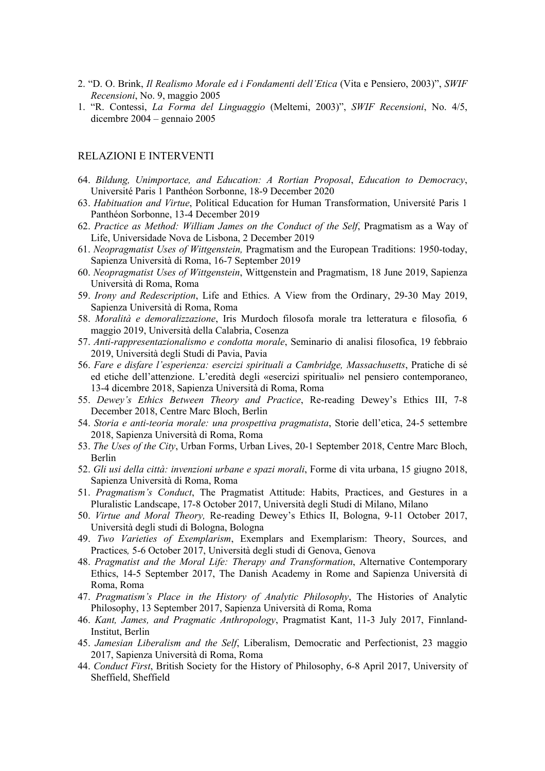2. "D. O. Brink, *Il Realismo Morale ed i Fondamenti dell'Etica* (Vita e Pensiero, 2003)", *SWIF Recensioni*, No. 9, maggio 2005
1. "R. Contessi, *La Forma del Linguaggio* (Meltemi, 2003)", *SWIF Recensioni*, No. 4/5, dicembre 2004 – gennaio 2005

## RELAZIONI E INTERVENTI

64. *Bildung, Unimportace, and Education: A Rortian Proposal*, *Education to Democracy*, Université Paris 1 Panthéon Sorbonne, 18-9 December 2020
63. *Habituation and Virtue*, Political Education for Human Transformation, Université Paris 1 Panthéon Sorbonne, 13-4 December 2019
62. *Practice as Method: William James on the Conduct of the Self*, Pragmatism as a Way of Life, Universidade Nova de Lisbona, 2 December 2019
61. *Neopragmatist Uses of Wittgenstein,* Pragmatism and the European Traditions: 1950-today, Sapienza Università di Roma, 16-7 September 2019
60. *Neopragmatist Uses of Wittgenstein*, Wittgenstein and Pragmatism, 18 June 2019, Sapienza Università di Roma, Roma
59. *Irony and Redescription*, Life and Ethics. A View from the Ordinary, 29-30 May 2019, Sapienza Università di Roma, Roma
58. *Moralità e demoralizzazione*, Iris Murdoch filosofa morale tra letteratura e filosofia*,* 6 maggio 2019, Università della Calabria, Cosenza
57. *Anti-rappresentazionalismo e condotta morale*, Seminario di analisi filosofica, 19 febbraio 2019, Università degli Studi di Pavia, Pavia
56. *Fare e disfare l'esperienza: esercizi spirituali a Cambridge, Massachusetts*, Pratiche di sé ed etiche dell'attenzione. L'eredità degli «esercizi spirituali» nel pensiero contemporaneo, 13-4 dicembre 2018, Sapienza Università di Roma, Roma
55. *Dewey's Ethics Between Theory and Practice*, Re-reading Dewey's Ethics III, 7-8 December 2018, Centre Marc Bloch, Berlin
54. *Storia e anti-teoria morale: una prospettiva pragmatista*, Storie dell'etica, 24-5 settembre 2018, Sapienza Università di Roma, Roma
53. *The Uses of the City*, Urban Forms, Urban Lives, 20-1 September 2018, Centre Marc Bloch, Berlin
52. *Gli usi della città: invenzioni urbane e spazi morali*, Forme di vita urbana, 15 giugno 2018, Sapienza Università di Roma, Roma
51. *Pragmatism's Conduct*, The Pragmatist Attitude: Habits, Practices, and Gestures in a Pluralistic Landscape, 17-8 October 2017, Università degli Studi di Milano, Milano
50. *Virtue and Moral Theory,* Re-reading Dewey's Ethics II, Bologna, 9-11 October 2017, Università degli studi di Bologna, Bologna
49. *Two Varieties of Exemplarism*, Exemplars and Exemplarism: Theory, Sources, and Practices*,* 5-6 October 2017, Università degli studi di Genova, Genova
48. *Pragmatist and the Moral Life: Therapy and Transformation*, Alternative Contemporary Ethics, 14-5 September 2017, The Danish Academy in Rome and Sapienza Università di Roma, Roma
47. *Pragmatism's Place in the History of Analytic Philosophy*, The Histories of Analytic Philosophy, 13 September 2017, Sapienza Università di Roma, Roma
46. *Kant, James, and Pragmatic Anthropology*, Pragmatist Kant, 11-3 July 2017, Finnland-Institut, Berlin
45. *Jamesian Liberalism and the Self*, Liberalism, Democratic and Perfectionist, 23 maggio 2017, Sapienza Università di Roma, Roma
44. *Conduct First*, British Society for the History of Philosophy, 6-8 April 2017, University of Sheffield, Sheffield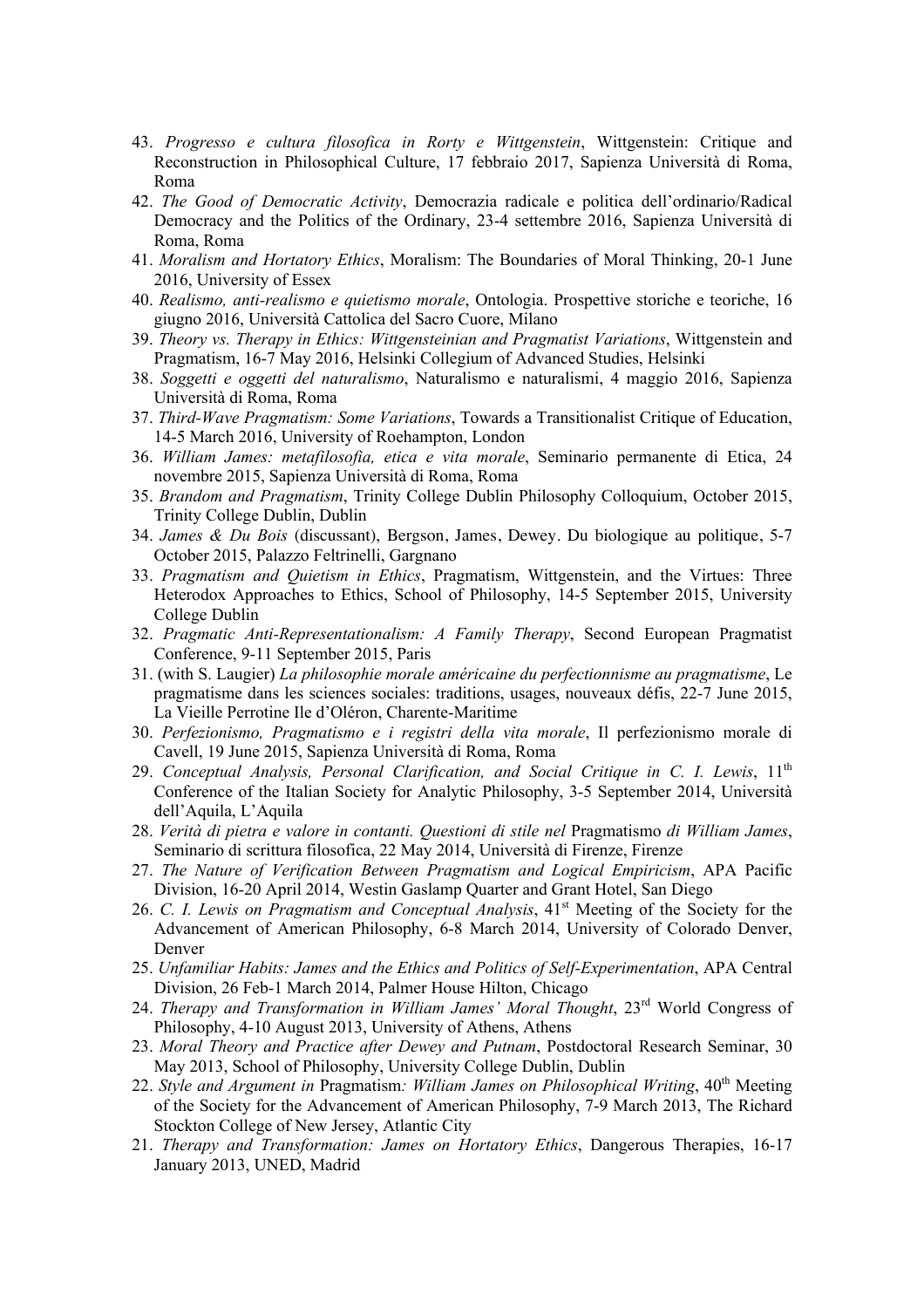43. *Progresso e cultura filosofica in Rorty e Wittgenstein*, Wittgenstein: Critique and Reconstruction in Philosophical Culture, 17 febbraio 2017, Sapienza Università di Roma, Roma
42. *The Good of Democratic Activity*, Democrazia radicale e politica dell'ordinario/Radical Democracy and the Politics of the Ordinary, 23-4 settembre 2016, Sapienza Università di Roma, Roma
41. *Moralism and Hortatory Ethics*, Moralism: The Boundaries of Moral Thinking, 20-1 June 2016, University of Essex
40. *Realismo, anti-realismo e quietismo morale*, Ontologia. Prospettive storiche e teoriche, 16 giugno 2016, Università Cattolica del Sacro Cuore, Milano
39. *Theory vs. Therapy in Ethics: Wittgensteinian and Pragmatist Variations*, Wittgenstein and Pragmatism, 16-7 May 2016, Helsinki Collegium of Advanced Studies, Helsinki
38. *Soggetti e oggetti del naturalismo*, Naturalismo e naturalismi, 4 maggio 2016, Sapienza Università di Roma, Roma
37. *Third-Wave Pragmatism: Some Variations*, Towards a Transitionalist Critique of Education, 14-5 March 2016, University of Roehampton, London
36. *William James: metafilosofia, etica e vita morale*, Seminario permanente di Etica, 24 novembre 2015, Sapienza Università di Roma, Roma
35. *Brandom and Pragmatism*, Trinity College Dublin Philosophy Colloquium, October 2015, Trinity College Dublin, Dublin
34. *James & Du Bois* (discussant), Bergson, James, Dewey. Du biologique au politique, 5-7 October 2015, Palazzo Feltrinelli, Gargnano
33. *Pragmatism and Quietism in Ethics*, Pragmatism, Wittgenstein, and the Virtues: Three Heterodox Approaches to Ethics, School of Philosophy, 14-5 September 2015, University College Dublin
32. *Pragmatic Anti-Representationalism: A Family Therapy*, Second European Pragmatist Conference, 9-11 September 2015, Paris
31. (with S. Laugier) *La philosophie morale américaine du perfectionnisme au pragmatisme*, Le pragmatisme dans les sciences sociales: traditions, usages, nouveaux défis, 22-7 June 2015, La Vieille Perrotine Ile d'Oléron, Charente-Maritime
30. *Perfezionismo, Pragmatismo e i registri della vita morale*, Il perfezionismo morale di Cavell, 19 June 2015, Sapienza Università di Roma, Roma
29. *Conceptual Analysis, Personal Clarification, and Social Critique in C. I. Lewis*, 11th Conference of the Italian Society for Analytic Philosophy, 3-5 September 2014, Università dell'Aquila, L'Aquila
28. *Verità di pietra e valore in contanti. Questioni di stile nel* Pragmatismo *di William James*, Seminario di scrittura filosofica, 22 May 2014, Università di Firenze, Firenze
27. *The Nature of Verification Between Pragmatism and Logical Empiricism*, APA Pacific Division, 16-20 April 2014, Westin Gaslamp Quarter and Grant Hotel, San Diego
26. *C. I. Lewis on Pragmatism and Conceptual Analysis*, 41st Meeting of the Society for the Advancement of American Philosophy, 6-8 March 2014, University of Colorado Denver, Denver
25. *Unfamiliar Habits: James and the Ethics and Politics of Self-Experimentation*, APA Central Division, 26 Feb-1 March 2014, Palmer House Hilton, Chicago
24. *Therapy and Transformation in William James' Moral Thought*, 23rd World Congress of Philosophy, 4-10 August 2013, University of Athens, Athens
23. *Moral Theory and Practice after Dewey and Putnam*, Postdoctoral Research Seminar, 30 May 2013, School of Philosophy, University College Dublin, Dublin
22. *Style and Argument in* Pragmatism*: William James on Philosophical Writing*, 40th Meeting of the Society for the Advancement of American Philosophy, 7-9 March 2013, The Richard Stockton College of New Jersey, Atlantic City
21. *Therapy and Transformation: James on Hortatory Ethics*, Dangerous Therapies, 16-17 January 2013, UNED, Madrid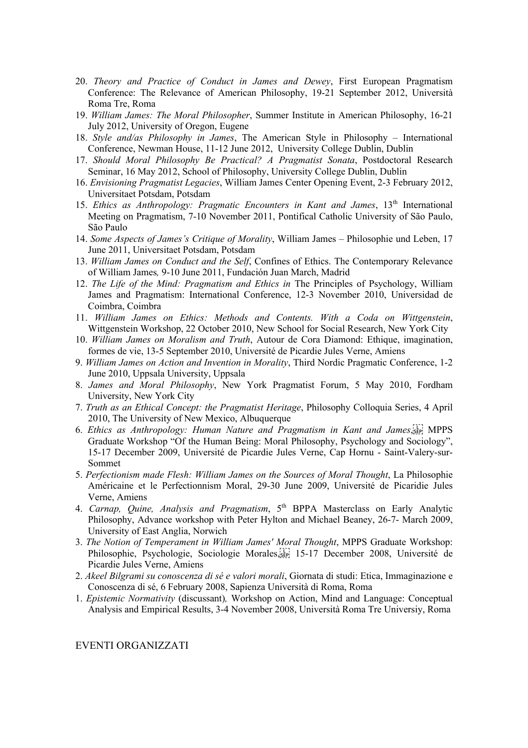20. *Theory and Practice of Conduct in James and Dewey*, First European Pragmatism Conference: The Relevance of American Philosophy, 19-21 September 2012, Università Roma Tre, Roma
19. *William James: The Moral Philosopher*, Summer Institute in American Philosophy, 16-21 July 2012, University of Oregon, Eugene
18. *Style and/as Philosophy in James*, The American Style in Philosophy – International Conference, Newman House, 11-12 June 2012, University College Dublin, Dublin
17. *Should Moral Philosophy Be Practical? A Pragmatist Sonata*, Postdoctoral Research Seminar, 16 May 2012, School of Philosophy, University College Dublin, Dublin
16. *Envisioning Pragmatist Legacies*, William James Center Opening Event, 2-3 February 2012, Universitaet Potsdam, Potsdam
15. *Ethics as Anthropology: Pragmatic Encounters in Kant and James*, 13th International Meeting on Pragmatism, 7-10 November 2011, Pontifical Catholic University of São Paulo, São Paulo
14. *Some Aspects of James's Critique of Morality*, William James – Philosophie und Leben, 17 June 2011, Universitaet Potsdam, Potsdam
13. *William James on Conduct and the Self*, Confines of Ethics. The Contemporary Relevance of William James, 9-10 June 2011, Fundación Juan March, Madrid
12. *The Life of the Mind: Pragmatism and Ethics in* The Principles of Psychology, William James and Pragmatism: International Conference, 12-3 November 2010, Universidad de Coimbra, Coimbra
11. *William James on Ethics: Methods and Contents. With a Coda on Wittgenstein*, Wittgenstein Workshop, 22 October 2010, New School for Social Research, New York City
10. *William James on Moralism and Truth*, Autour de Cora Diamond: Ethique, imagination, formes de vie, 13-5 September 2010, Université de Picardie Jules Verne, Amiens
9. *William James on Action and Invention in Morality*, Third Nordic Pragmatic Conference, 1-2 June 2010, Uppsala University, Uppsala
8. *James and Moral Philosophy*, New York Pragmatist Forum, 5 May 2010, Fordham University, New York City
7. *Truth as an Ethical Concept: the Pragmatist Heritage*, Philosophy Colloquia Series, 4 April 2010, The University of New Mexico, Albuquerque
6. *Ethics as Anthropology: Human Nature and Pragmatism in Kant and James*, MPPS Graduate Workshop "Of the Human Being: Moral Philosophy, Psychology and Sociology", 15-17 December 2009, Université de Picardie Jules Verne, Cap Hornu - Saint-Valery-sur-Sommet
5. *Perfectionism made Flesh: William James on the Sources of Moral Thought*, La Philosophie Américaine et le Perfectionnism Moral, 29-30 June 2009, Université de Picaridie Jules Verne, Amiens
4. *Carnap, Quine, Analysis and Pragmatism*, 5th BPPA Masterclass on Early Analytic Philosophy, Advance workshop with Peter Hylton and Michael Beaney, 26-7- March 2009, University of East Anglia, Norwich
3. *The Notion of Temperament in William James' Moral Thought*, MPPS Graduate Workshop: Philosophie, Psychologie, Sociologie Morales, 15-17 December 2008, Université de Picardie Jules Verne, Amiens
2. *Akeel Bilgrami su conoscenza di sé e valori morali*, Giornata di studi: Etica, Immaginazione e Conoscenza di sé, 6 February 2008, Sapienza Università di Roma, Roma
1. *Epistemic Normativity* (discussant)*,* Workshop on Action, Mind and Language: Conceptual Analysis and Empirical Results, 3-4 November 2008, Università Roma Tre Universiy, Roma

EVENTI ORGANIZZATI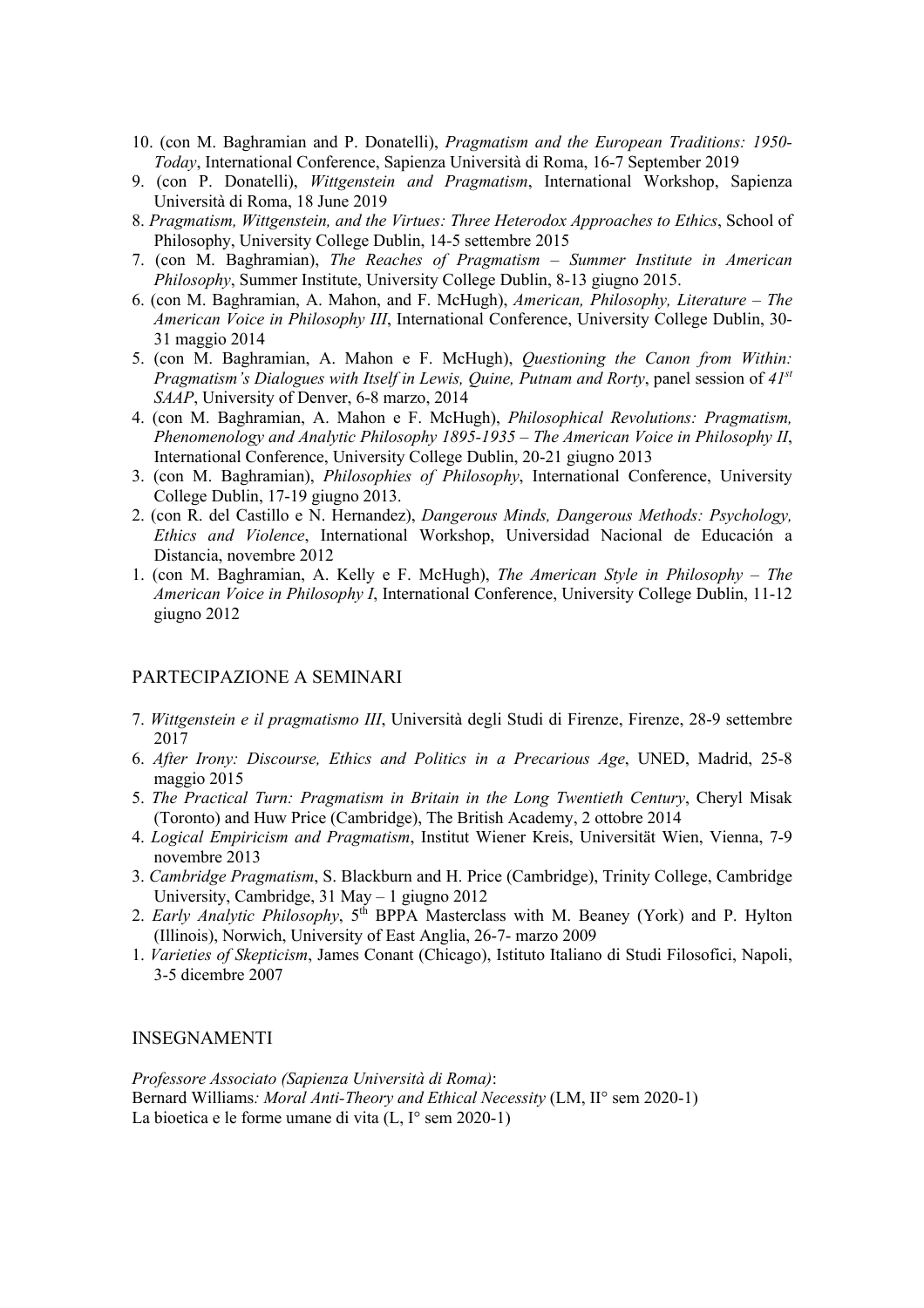10. (con M. Baghramian and P. Donatelli), *Pragmatism and the European Traditions: 1950-Today*, International Conference, Sapienza Università di Roma, 16-7 September 2019
9. (con P. Donatelli), *Wittgenstein and Pragmatism*, International Workshop, Sapienza Università di Roma, 18 June 2019
8. *Pragmatism, Wittgenstein, and the Virtues: Three Heterodox Approaches to Ethics*, School of Philosophy, University College Dublin, 14-5 settembre 2015
7. (con M. Baghramian), *The Reaches of Pragmatism – Summer Institute in American Philosophy*, Summer Institute, University College Dublin, 8-13 giugno 2015.
6. (con M. Baghramian, A. Mahon, and F. McHugh), *American, Philosophy, Literature – The American Voice in Philosophy III*, International Conference, University College Dublin, 30-31 maggio 2014
5. (con M. Baghramian, A. Mahon e F. McHugh), *Questioning the Canon from Within: Pragmatism's Dialogues with Itself in Lewis, Quine, Putnam and Rorty*, panel session of *41st SAAP*, University of Denver, 6-8 marzo, 2014
4. (con M. Baghramian, A. Mahon e F. McHugh), *Philosophical Revolutions: Pragmatism, Phenomenology and Analytic Philosophy 1895-1935 – The American Voice in Philosophy II*, International Conference, University College Dublin, 20-21 giugno 2013
3. (con M. Baghramian), *Philosophies of Philosophy*, International Conference, University College Dublin, 17-19 giugno 2013.
2. (con R. del Castillo e N. Hernandez), *Dangerous Minds, Dangerous Methods: Psychology, Ethics and Violence*, International Workshop, Universidad Nacional de Educación a Distancia, novembre 2012
1. (con M. Baghramian, A. Kelly e F. McHugh), *The American Style in Philosophy – The American Voice in Philosophy I*, International Conference, University College Dublin, 11-12 giugno 2012

## PARTECIPAZIONE A SEMINARI

7. *Wittgenstein e il pragmatismo III*, Università degli Studi di Firenze, Firenze, 28-9 settembre 2017
6. *After Irony: Discourse, Ethics and Politics in a Precarious Age*, UNED, Madrid, 25-8 maggio 2015
5. *The Practical Turn: Pragmatism in Britain in the Long Twentieth Century*, Cheryl Misak (Toronto) and Huw Price (Cambridge), The British Academy, 2 ottobre 2014
4. *Logical Empiricism and Pragmatism*, Institut Wiener Kreis, Universität Wien, Vienna, 7-9 novembre 2013
3. *Cambridge Pragmatism*, S. Blackburn and H. Price (Cambridge), Trinity College, Cambridge University, Cambridge, 31 May – 1 giugno 2012
2. *Early Analytic Philosophy*, 5th BPPA Masterclass with M. Beaney (York) and P. Hylton (Illinois), Norwich, University of East Anglia, 26-7- marzo 2009
1. *Varieties of Skepticism*, James Conant (Chicago), Istituto Italiano di Studi Filosofici, Napoli, 3-5 dicembre 2007

## INSEGNAMENTI

*Professore Associato (Sapienza Università di Roma)*:
Bernard Williams*: Moral Anti-Theory and Ethical Necessity* (LM, II° sem 2020-1)
La bioetica e le forme umane di vita (L, I° sem 2020-1)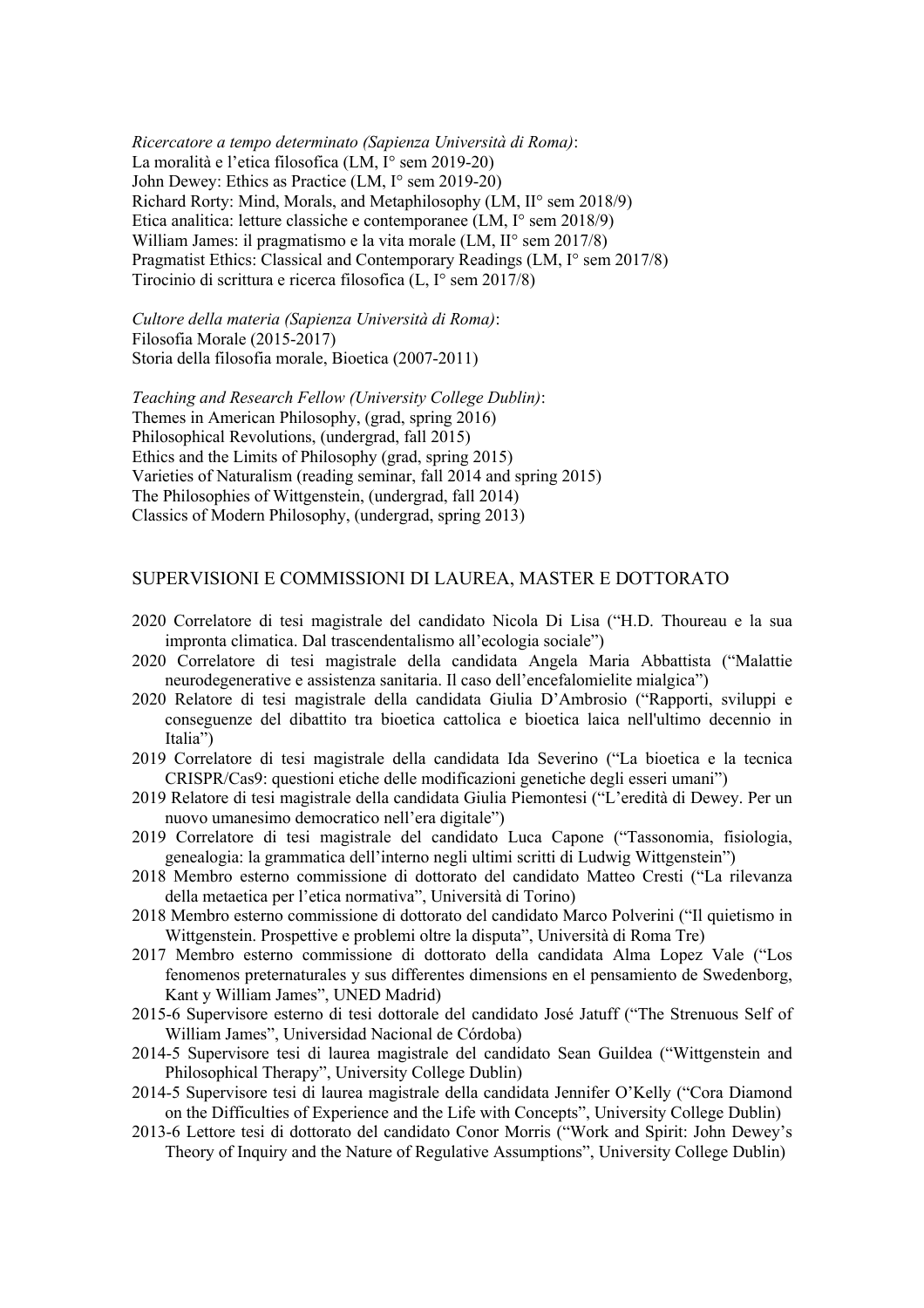*Ricercatore a tempo determinato (Sapienza Università di Roma)*:
La moralità e l'etica filosofica (LM, I° sem 2019-20)
John Dewey: Ethics as Practice (LM, I° sem 2019-20)
Richard Rorty: Mind, Morals, and Metaphilosophy (LM, II° sem 2018/9)
Etica analitica: letture classiche e contemporanee (LM, I° sem 2018/9)
William James: il pragmatismo e la vita morale (LM, II° sem 2017/8)
Pragmatist Ethics: Classical and Contemporary Readings (LM, I° sem 2017/8)
Tirocinio di scrittura e ricerca filosofica (L, I° sem 2017/8)

*Cultore della materia (Sapienza Università di Roma)*:
Filosofia Morale (2015-2017)
Storia della filosofia morale, Bioetica (2007-2011)

*Teaching and Research Fellow (University College Dublin)*:
Themes in American Philosophy, (grad, spring 2016)
Philosophical Revolutions, (undergrad, fall 2015)
Ethics and the Limits of Philosophy (grad, spring 2015)
Varieties of Naturalism (reading seminar, fall 2014 and spring 2015)
The Philosophies of Wittgenstein, (undergrad, fall 2014)
Classics of Modern Philosophy, (undergrad, spring 2013)

## SUPERVISIONI E COMMISSIONI DI LAUREA, MASTER E DOTTORATO

2020 Correlatore di tesi magistrale del candidato Nicola Di Lisa ("H.D. Thoureau e la sua impronta climatica. Dal trascendentalismo all'ecologia sociale")

2020 Correlatore di tesi magistrale della candidata Angela Maria Abbattista ("Malattie neurodegenerative e assistenza sanitaria. Il caso dell'encefalomielite mialgica")

2020 Relatore di tesi magistrale della candidata Giulia D'Ambrosio ("Rapporti, sviluppi e conseguenze del dibattito tra bioetica cattolica e bioetica laica nell'ultimo decennio in Italia")

2019 Correlatore di tesi magistrale della candidata Ida Severino ("La bioetica e la tecnica CRISPR/Cas9: questioni etiche delle modificazioni genetiche degli esseri umani")

2019 Relatore di tesi magistrale della candidata Giulia Piemontesi ("L'eredità di Dewey. Per un nuovo umanesimo democratico nell'era digitale")

2019 Correlatore di tesi magistrale del candidato Luca Capone ("Tassonomia, fisiologia, genealogia: la grammatica dell'interno negli ultimi scritti di Ludwig Wittgenstein")

2018 Membro esterno commissione di dottorato del candidato Matteo Cresti ("La rilevanza della metaetica per l'etica normativa", Università di Torino)

2018 Membro esterno commissione di dottorato del candidato Marco Polverini ("Il quietismo in Wittgenstein. Prospettive e problemi oltre la disputa", Università di Roma Tre)

2017 Membro esterno commissione di dottorato della candidata Alma Lopez Vale ("Los fenomenos preternaturales y sus differentes dimensions en el pensamiento de Swedenborg, Kant y William James", UNED Madrid)

2015-6 Supervisore esterno di tesi dottorale del candidato José Jatuff ("The Strenuous Self of William James", Universidad Nacional de Córdoba)

2014-5 Supervisore tesi di laurea magistrale del candidato Sean Guildea ("Wittgenstein and Philosophical Therapy", University College Dublin)

2014-5 Supervisore tesi di laurea magistrale della candidata Jennifer O'Kelly ("Cora Diamond on the Difficulties of Experience and the Life with Concepts", University College Dublin)

2013-6 Lettore tesi di dottorato del candidato Conor Morris ("Work and Spirit: John Dewey's Theory of Inquiry and the Nature of Regulative Assumptions", University College Dublin)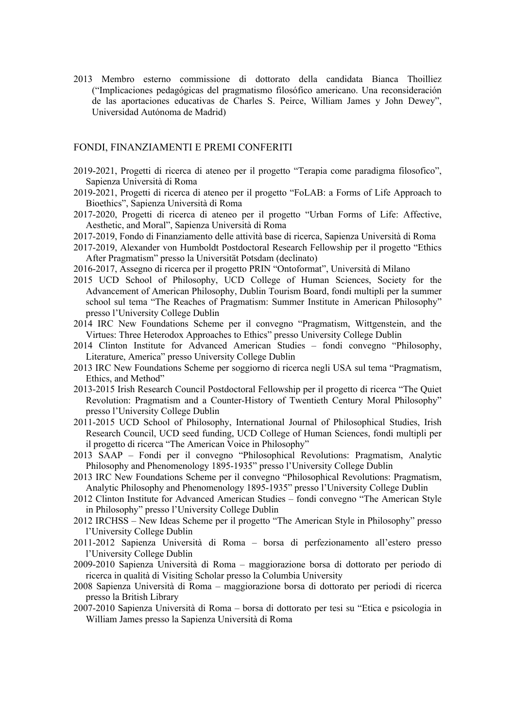2013 Membro esterno commissione di dottorato della candidata Bianca Thoilliez ("Implicaciones pedagógicas del pragmatismo filosófico americano. Una reconsideración de las aportaciones educativas de Charles S. Peirce, William James y John Dewey", Universidad Autónoma de Madrid)

## FONDI, FINANZIAMENTI E PREMI CONFERITI

2019-2021, Progetti di ricerca di ateneo per il progetto "Terapia come paradigma filosofico", Sapienza Università di Roma

2019-2021, Progetti di ricerca di ateneo per il progetto "FoLAB: a Forms of Life Approach to Bioethics", Sapienza Università di Roma

2017-2020, Progetti di ricerca di ateneo per il progetto "Urban Forms of Life: Affective, Aesthetic, and Moral", Sapienza Università di Roma

2017-2019, Fondo di Finanziamento delle attività base di ricerca, Sapienza Università di Roma

2017-2019, Alexander von Humboldt Postdoctoral Research Fellowship per il progetto "Ethics After Pragmatism" presso la Universität Potsdam (declinato)

2016-2017, Assegno di ricerca per il progetto PRIN "Ontoformat", Università di Milano

2015 UCD School of Philosophy, UCD College of Human Sciences, Society for the Advancement of American Philosophy, Dublin Tourism Board, fondi multipli per la summer school sul tema "The Reaches of Pragmatism: Summer Institute in American Philosophy" presso l'University College Dublin

2014 IRC New Foundations Scheme per il convegno "Pragmatism, Wittgenstein, and the Virtues: Three Heterodox Approaches to Ethics" presso University College Dublin

2014 Clinton Institute for Advanced American Studies – fondi convegno "Philosophy, Literature, America" presso University College Dublin

2013 IRC New Foundations Scheme per soggiorno di ricerca negli USA sul tema "Pragmatism, Ethics, and Method"

2013-2015 Irish Research Council Postdoctoral Fellowship per il progetto di ricerca "The Quiet Revolution: Pragmatism and a Counter-History of Twentieth Century Moral Philosophy" presso l'University College Dublin

2011-2015 UCD School of Philosophy, International Journal of Philosophical Studies, Irish Research Council, UCD seed funding, UCD College of Human Sciences, fondi multipli per il progetto di ricerca "The American Voice in Philosophy"

2013 SAAP – Fondi per il convegno "Philosophical Revolutions: Pragmatism, Analytic Philosophy and Phenomenology 1895-1935" presso l'University College Dublin

2013 IRC New Foundations Scheme per il convegno "Philosophical Revolutions: Pragmatism, Analytic Philosophy and Phenomenology 1895-1935" presso l'University College Dublin

2012 Clinton Institute for Advanced American Studies – fondi convegno "The American Style in Philosophy" presso l'University College Dublin

2012 IRCHSS – New Ideas Scheme per il progetto "The American Style in Philosophy" presso l'University College Dublin

2011-2012 Sapienza Università di Roma – borsa di perfezionamento all'estero presso l'University College Dublin

2009-2010 Sapienza Università di Roma – maggiorazione borsa di dottorato per periodo di ricerca in qualità di Visiting Scholar presso la Columbia University

2008 Sapienza Università di Roma – maggiorazione borsa di dottorato per periodi di ricerca presso la British Library

2007-2010 Sapienza Università di Roma – borsa di dottorato per tesi su "Etica e psicologia in William James presso la Sapienza Università di Roma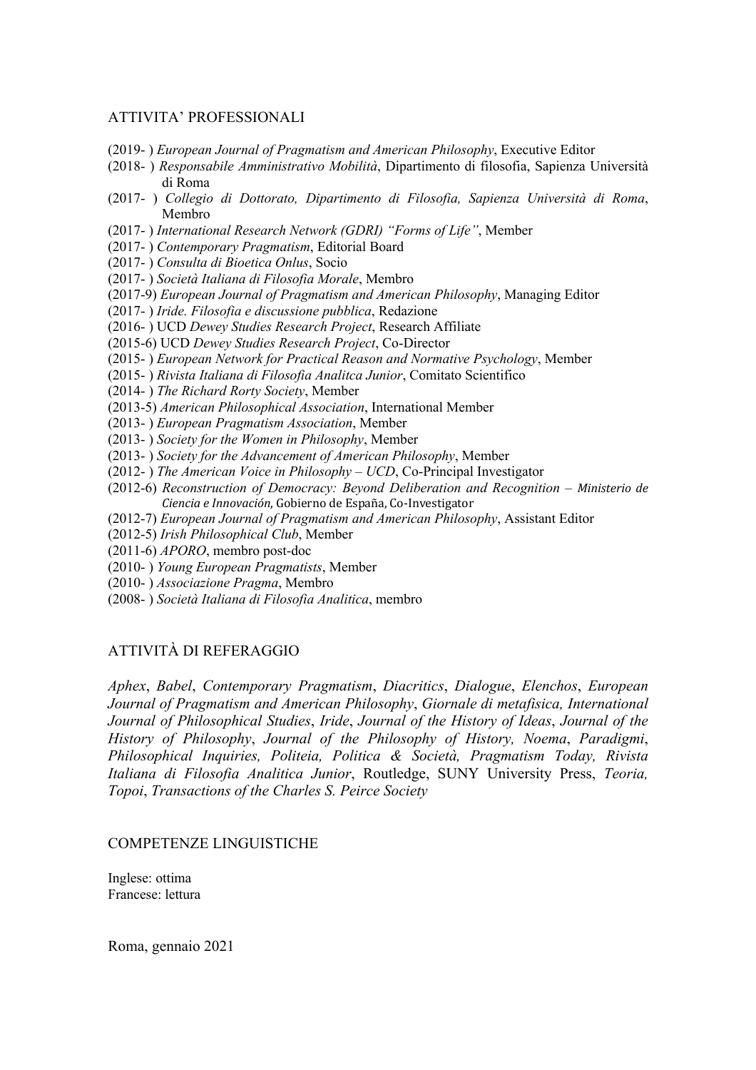## ATTIVITA' PROFESSIONALI

- (2019- ) *European Journal of Pragmatism and American Philosophy*, Executive Editor
- (2018- ) *Responsabile Amministrativo Mobilità*, Dipartimento di filosofia, Sapienza Università di Roma
- (2017- ) *Collegio di Dottorato, Dipartimento di Filosofia, Sapienza Università di Roma*, Membro
- (2017- ) *International Research Network (GDRI) "Forms of Life"*, Member
- (2017- ) *Contemporary Pragmatism*, Editorial Board
- (2017- ) *Consulta di Bioetica Onlus*, Socio
- (2017- ) *Società Italiana di Filosofia Morale*, Membro
- (2017-9) *European Journal of Pragmatism and American Philosophy*, Managing Editor
- (2017- ) *Iride. Filosofia e discussione pubblica*, Redazione
- (2016- ) UCD *Dewey Studies Research Project*, Research Affiliate
- (2015-6) UCD *Dewey Studies Research Project*, Co-Director
- (2015- ) *European Network for Practical Reason and Normative Psychology*, Member
- (2015- ) *Rivista Italiana di Filosofia Analitca Junior*, Comitato Scientifico
- (2014- ) *The Richard Rorty Society*, Member
- (2013-5) *American Philosophical Association*, International Member
- (2013- ) *European Pragmatism Association*, Member
- (2013- ) *Society for the Women in Philosophy*, Member
- (2013- ) *Society for the Advancement of American Philosophy*, Member
- (2012- ) *The American Voice in Philosophy – UCD*, Co-Principal Investigator
- (2012-6) *Reconstruction of Democracy: Beyond Deliberation and Recognition – Ministerio de Ciencia e Innovación,* Gobierno de España, Co-Investigator
- (2012-7) *European Journal of Pragmatism and American Philosophy*, Assistant Editor
- (2012-5) *Irish Philosophical Club*, Member
- (2011-6) *APORO*, membro post-doc
- (2010- ) *Young European Pragmatists*, Member
- (2010- ) *Associazione Pragma*, Membro
- (2008- ) *Società Italiana di Filosofia Analitica*, membro

## ATTIVITÀ DI REFERAGGIO

*Aphex*, *Babel*, *Contemporary Pragmatism*, *Diacritics*, *Dialogue*, *Elenchos*, *European Journal of Pragmatism and American Philosophy*, *Giornale di metafisica, International Journal of Philosophical Studies*, *Iride*, *Journal of the History of Ideas*, *Journal of the History of Philosophy*, *Journal of the Philosophy of History, Noema*, *Paradigmi*, *Philosophical Inquiries, Politeia, Politica & Società, Pragmatism Today, Rivista Italiana di Filosofia Analitica Junior*, Routledge, SUNY University Press, *Teoria, Topoi*, *Transactions of the Charles S. Peirce Society*

## COMPETENZE LINGUISTICHE

Inglese: ottima
Francese: lettura

Roma, gennaio 2021